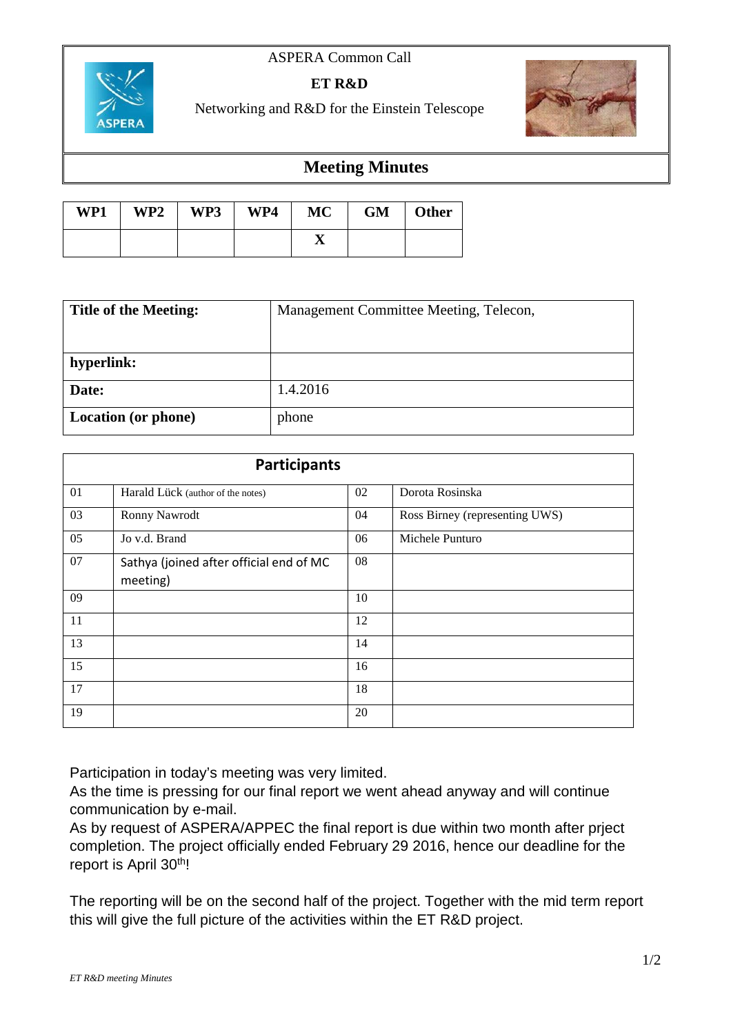ASPERA Common Call

**ET R&D**

Networking and R&D for the Einstein Telescope

# Meeting Minutes

| WP1 | WP2 | WP3 | WP4 | MC | GM | Other |
|---|---|---|---|---|---|---|
| | | | | X | | |

| **Title of the Meeting:** | Management Committee Meeting, Telecon, |
|---|---|
| **hyperlink:** | |
| **Date:** | 1.4.2016 |
| **Location (or phone)** | phone |

| **Participants** | | | |
|---|---|---|---|
| 01 | Harald Lück (author of the notes) | 02 | Dorota Rosinska |
| 03 | Ronny Nawrodt | 04 | Ross Birney (representing UWS) |
| 05 | Jo v.d. Brand | 06 | Michele Punturo |
| 07 | Sathya (joined after official end of MC meeting) | 08 | |
| 09 | | 10 | |
| 11 | | 12 | |
| 13 | | 14 | |
| 15 | | 16 | |
| 17 | | 18 | |
| 19 | | 20 | |

Participation in today's meeting was very limited.
As the time is pressing for our final report we went ahead anyway and will continue communication by e-mail.
As by request of ASPERA/APPEC the final report is due within two month after prject completion. The project officially ended February 29 2016, hence our deadline for the report is April 30th!

The reporting will be on the second half of the project. Together with the mid term report this will give the full picture of the activities within the ET R&D project.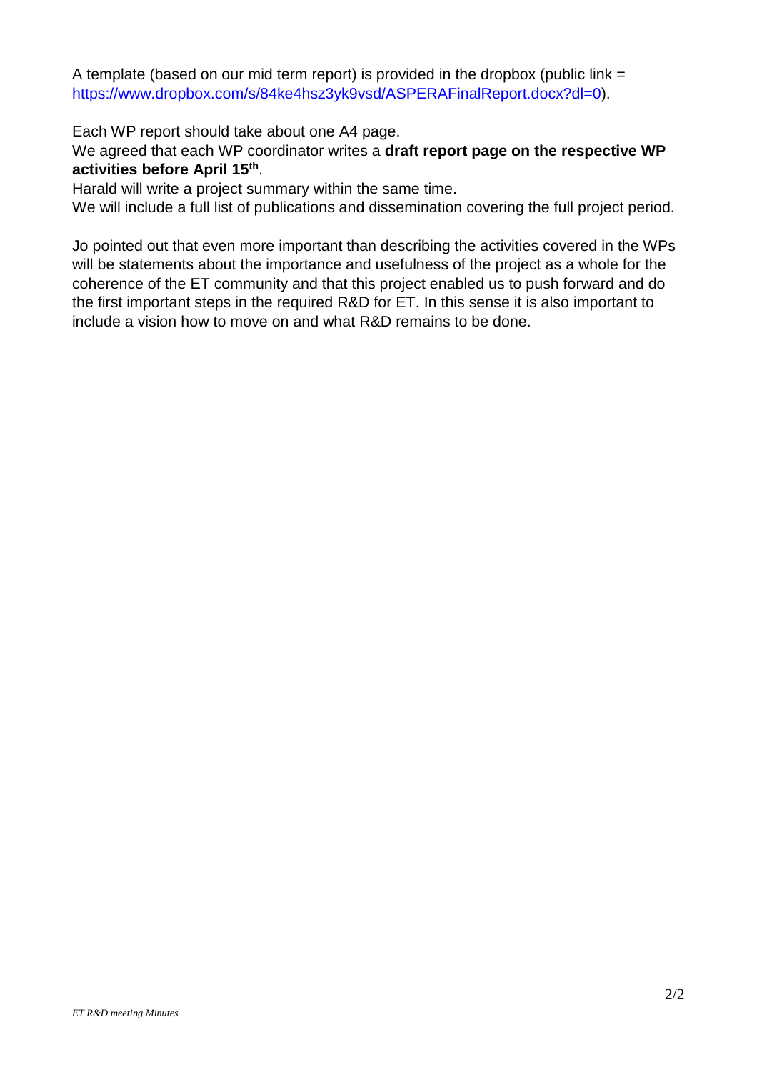A template (based on our mid term report) is provided in the dropbox (public link = [https://www.dropbox.com/s/84ke4hsz3yk9vsd/ASPERAFinalReport.docx?dl=0](https://www.dropbox.com/s/84ke4hsz3yk9vsd/ASPERAFinalReport.docx?dl=0)).

Each WP report should take about one A4 page.
We agreed that each WP coordinator writes a **draft report page on the respective WP activities before April 15th**.
Harald will write a project summary within the same time.
We will include a full list of publications and dissemination covering the full project period.

Jo pointed out that even more important than describing the activities covered in the WPs will be statements about the importance and usefulness of the project as a whole for the coherence of the ET community and that this project enabled us to push forward and do the first important steps in the required R&D for ET. In this sense it is also important to include a vision how to move on and what R&D remains to be done.